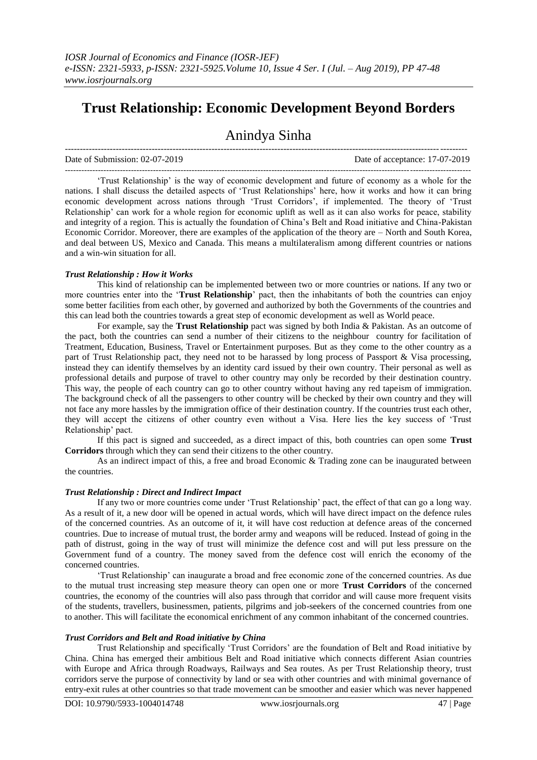# Trust Relationship: Economic Development Beyond Borders

## Anindya Sinha

Date of Submission: 02-07-2019 Date of acceptance: 17-07-2019

'Trust Relationship' is the way of economic development and future of economy as a whole for the nations. I shall discuss the detailed aspects of 'Trust Relationships' here, how it works and how it can bring economic development across nations through 'Trust Corridors', if implemented. The theory of 'Trust Relationship' can work for a whole region for economic uplift as well as it can also works for peace, stability and integrity of a region. This is actually the foundation of China's Belt and Road initiative and China-Pakistan Economic Corridor. Moreover, there are examples of the application of the theory are – North and South Korea, and deal between US, Mexico and Canada. This means a multilateralism among different countries or nations and a win-win situation for all.

### *Trust Relationship : How it Works*

This kind of relationship can be implemented between two or more countries or nations. If any two or more countries enter into the '**Trust Relationship**' pact, then the inhabitants of both the countries can enjoy some better facilities from each other, by governed and authorized by both the Governments of the countries and this can lead both the countries towards a great step of economic development as well as World peace.

For example, say the **Trust Relationship** pact was signed by both India & Pakistan. As an outcome of the pact, both the countries can send a number of their citizens to the neighbour country for facilitation of Treatment, Education, Business, Travel or Entertainment purposes. But as they come to the other country as a part of Trust Relationship pact, they need not to be harassed by long process of Passport & Visa processing, instead they can identify themselves by an identity card issued by their own country. Their personal as well as professional details and purpose of travel to other country may only be recorded by their destination country. This way, the people of each country can go to other country without having any red tapeism of immigration. The background check of all the passengers to other country will be checked by their own country and they will not face any more hassles by the immigration office of their destination country. If the countries trust each other, they will accept the citizens of other country even without a Visa. Here lies the key success of 'Trust Relationship' pact.

If this pact is signed and succeeded, as a direct impact of this, both countries can open some **Trust Corridors** through which they can send their citizens to the other country.

As an indirect impact of this, a free and broad Economic & Trading zone can be inaugurated between the countries.

### *Trust Relationship : Direct and Indirect Impact*

If any two or more countries come under 'Trust Relationship' pact, the effect of that can go a long way. As a result of it, a new door will be opened in actual words, which will have direct impact on the defence rules of the concerned countries. As an outcome of it, it will have cost reduction at defence areas of the concerned countries. Due to increase of mutual trust, the border army and weapons will be reduced. Instead of going in the path of distrust, going in the way of trust will minimize the defence cost and will put less pressure on the Government fund of a country. The money saved from the defence cost will enrich the economy of the concerned countries.

'Trust Relationship' can inaugurate a broad and free economic zone of the concerned countries. As due to the mutual trust increasing step measure theory can open one or more **Trust Corridors** of the concerned countries, the economy of the countries will also pass through that corridor and will cause more frequent visits of the students, travellers, businessmen, patients, pilgrims and job-seekers of the concerned countries from one to another. This will facilitate the economical enrichment of any common inhabitant of the concerned countries.

### *Trust Corridors and Belt and Road initiative by China*

Trust Relationship and specifically 'Trust Corridors' are the foundation of Belt and Road initiative by China. China has emerged their ambitious Belt and Road initiative which connects different Asian countries with Europe and Africa through Roadways, Railways and Sea routes. As per Trust Relationship theory, trust corridors serve the purpose of connectivity by land or sea with other countries and with minimal governance of entry-exit rules at other countries so that trade movement can be smoother and easier which was never happened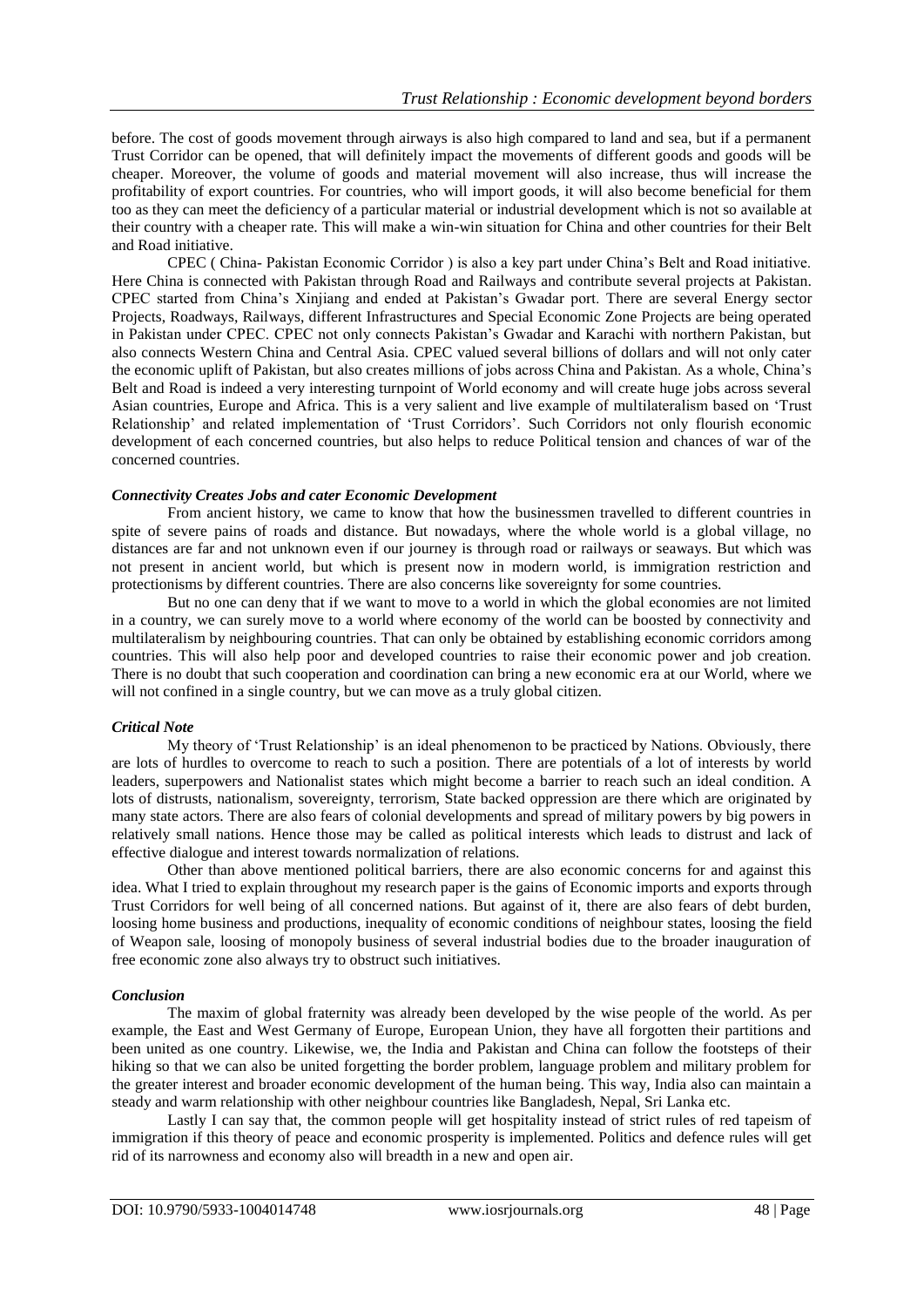before. The cost of goods movement through airways is also high compared to land and sea, but if a permanent Trust Corridor can be opened, that will definitely impact the movements of different goods and goods will be cheaper. Moreover, the volume of goods and material movement will also increase, thus will increase the profitability of export countries. For countries, who will import goods, it will also become beneficial for them too as they can meet the deficiency of a particular material or industrial development which is not so available at their country with a cheaper rate. This will make a win-win situation for China and other countries for their Belt and Road initiative.

CPEC ( China- Pakistan Economic Corridor ) is also a key part under China's Belt and Road initiative. Here China is connected with Pakistan through Road and Railways and contribute several projects at Pakistan. CPEC started from China's Xinjiang and ended at Pakistan's Gwadar port. There are several Energy sector Projects, Roadways, Railways, different Infrastructures and Special Economic Zone Projects are being operated in Pakistan under CPEC. CPEC not only connects Pakistan's Gwadar and Karachi with northern Pakistan, but also connects Western China and Central Asia. CPEC valued several billions of dollars and will not only cater the economic uplift of Pakistan, but also creates millions of jobs across China and Pakistan. As a whole, China's Belt and Road is indeed a very interesting turnpoint of World economy and will create huge jobs across several Asian countries, Europe and Africa. This is a very salient and live example of multilateralism based on 'Trust Relationship' and related implementation of 'Trust Corridors'. Such Corridors not only flourish economic development of each concerned countries, but also helps to reduce Political tension and chances of war of the concerned countries.

### *Connectivity Creates Jobs and cater Economic Development*

From ancient history, we came to know that how the businessmen travelled to different countries in spite of severe pains of roads and distance. But nowadays, where the whole world is a global village, no distances are far and not unknown even if our journey is through road or railways or seaways. But which was not present in ancient world, but which is present now in modern world, is immigration restriction and protectionisms by different countries. There are also concerns like sovereignty for some countries.

But no one can deny that if we want to move to a world in which the global economies are not limited in a country, we can surely move to a world where economy of the world can be boosted by connectivity and multilateralism by neighbouring countries. That can only be obtained by establishing economic corridors among countries. This will also help poor and developed countries to raise their economic power and job creation. There is no doubt that such cooperation and coordination can bring a new economic era at our World, where we will not confined in a single country, but we can move as a truly global citizen.

### *Critical Note*

My theory of 'Trust Relationship' is an ideal phenomenon to be practiced by Nations. Obviously, there are lots of hurdles to overcome to reach to such a position. There are potentials of a lot of interests by world leaders, superpowers and Nationalist states which might become a barrier to reach such an ideal condition. A lots of distrusts, nationalism, sovereignty, terrorism, State backed oppression are there which are originated by many state actors. There are also fears of colonial developments and spread of military powers by big powers in relatively small nations. Hence those may be called as political interests which leads to distrust and lack of effective dialogue and interest towards normalization of relations.

Other than above mentioned political barriers, there are also economic concerns for and against this idea. What I tried to explain throughout my research paper is the gains of Economic imports and exports through Trust Corridors for well being of all concerned nations. But against of it, there are also fears of debt burden, loosing home business and productions, inequality of economic conditions of neighbour states, loosing the field of Weapon sale, loosing of monopoly business of several industrial bodies due to the broader inauguration of free economic zone also always try to obstruct such initiatives.

### *Conclusion*

The maxim of global fraternity was already been developed by the wise people of the world. As per example, the East and West Germany of Europe, European Union, they have all forgotten their partitions and been united as one country. Likewise, we, the India and Pakistan and China can follow the footsteps of their hiking so that we can also be united forgetting the border problem, language problem and military problem for the greater interest and broader economic development of the human being. This way, India also can maintain a steady and warm relationship with other neighbour countries like Bangladesh, Nepal, Sri Lanka etc.

Lastly I can say that, the common people will get hospitality instead of strict rules of red tapeism of immigration if this theory of peace and economic prosperity is implemented. Politics and defence rules will get rid of its narrowness and economy also will breadth in a new and open air.